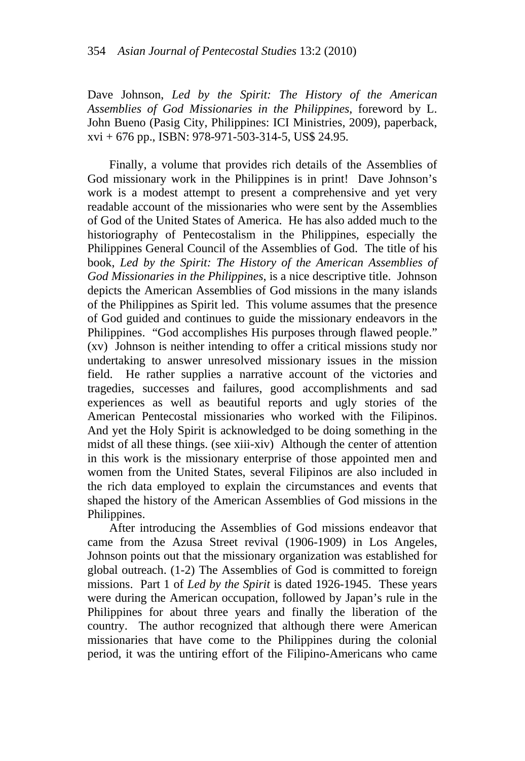Dave Johnson, *Led by the Spirit: The History of the American Assemblies of God Missionaries in the Philippines*, foreword by L. John Bueno (Pasig City, Philippines: ICI Ministries, 2009), paperback, xvi + 676 pp., ISBN: 978-971-503-314-5, US$ 24.95.

Finally, a volume that provides rich details of the Assemblies of God missionary work in the Philippines is in print! Dave Johnson's work is a modest attempt to present a comprehensive and yet very readable account of the missionaries who were sent by the Assemblies of God of the United States of America. He has also added much to the historiography of Pentecostalism in the Philippines, especially the Philippines General Council of the Assemblies of God. The title of his book, *Led by the Spirit: The History of the American Assemblies of God Missionaries in the Philippines*, is a nice descriptive title. Johnson depicts the American Assemblies of God missions in the many islands of the Philippines as Spirit led. This volume assumes that the presence of God guided and continues to guide the missionary endeavors in the Philippines. "God accomplishes His purposes through flawed people." (xv) Johnson is neither intending to offer a critical missions study nor undertaking to answer unresolved missionary issues in the mission field. He rather supplies a narrative account of the victories and tragedies, successes and failures, good accomplishments and sad experiences as well as beautiful reports and ugly stories of the American Pentecostal missionaries who worked with the Filipinos. And yet the Holy Spirit is acknowledged to be doing something in the midst of all these things. (see xiii-xiv) Although the center of attention in this work is the missionary enterprise of those appointed men and women from the United States, several Filipinos are also included in the rich data employed to explain the circumstances and events that shaped the history of the American Assemblies of God missions in the Philippines.

After introducing the Assemblies of God missions endeavor that came from the Azusa Street revival (1906-1909) in Los Angeles, Johnson points out that the missionary organization was established for global outreach. (1-2) The Assemblies of God is committed to foreign missions. Part 1 of *Led by the Spirit* is dated 1926-1945. These years were during the American occupation, followed by Japan's rule in the Philippines for about three years and finally the liberation of the country. The author recognized that although there were American missionaries that have come to the Philippines during the colonial period, it was the untiring effort of the Filipino-Americans who came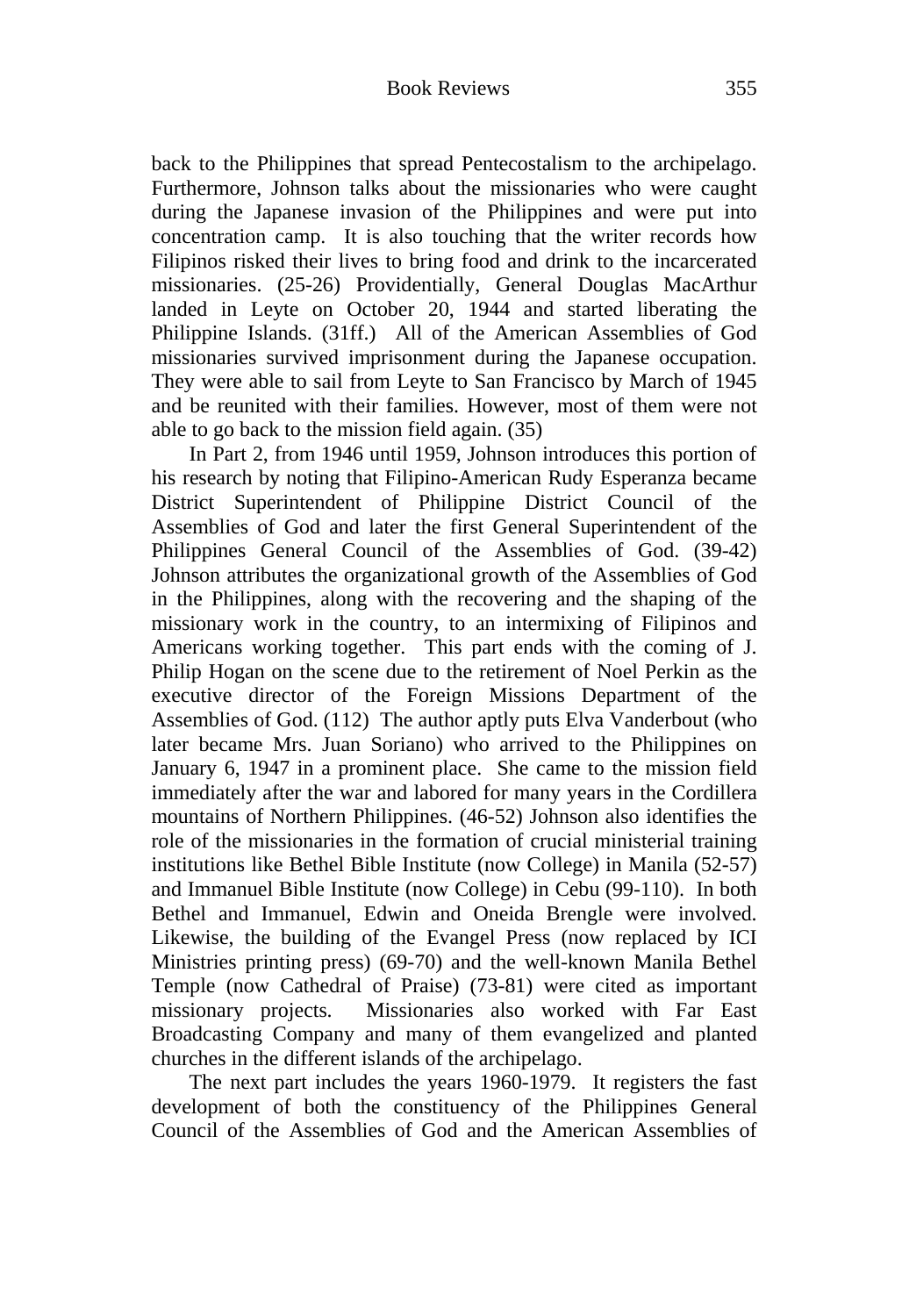back to the Philippines that spread Pentecostalism to the archipelago. Furthermore, Johnson talks about the missionaries who were caught during the Japanese invasion of the Philippines and were put into concentration camp. It is also touching that the writer records how Filipinos risked their lives to bring food and drink to the incarcerated missionaries. (25-26) Providentially, General Douglas MacArthur landed in Leyte on October 20, 1944 and started liberating the Philippine Islands. (31ff.) All of the American Assemblies of God missionaries survived imprisonment during the Japanese occupation. They were able to sail from Leyte to San Francisco by March of 1945 and be reunited with their families. However, most of them were not able to go back to the mission field again. (35)

In Part 2, from 1946 until 1959, Johnson introduces this portion of his research by noting that Filipino-American Rudy Esperanza became District Superintendent of Philippine District Council of the Assemblies of God and later the first General Superintendent of the Philippines General Council of the Assemblies of God. (39-42) Johnson attributes the organizational growth of the Assemblies of God in the Philippines, along with the recovering and the shaping of the missionary work in the country, to an intermixing of Filipinos and Americans working together. This part ends with the coming of J. Philip Hogan on the scene due to the retirement of Noel Perkin as the executive director of the Foreign Missions Department of the Assemblies of God. (112) The author aptly puts Elva Vanderbout (who later became Mrs. Juan Soriano) who arrived to the Philippines on January 6, 1947 in a prominent place. She came to the mission field immediately after the war and labored for many years in the Cordillera mountains of Northern Philippines. (46-52) Johnson also identifies the role of the missionaries in the formation of crucial ministerial training institutions like Bethel Bible Institute (now College) in Manila (52-57) and Immanuel Bible Institute (now College) in Cebu (99-110). In both Bethel and Immanuel, Edwin and Oneida Brengle were involved. Likewise, the building of the Evangel Press (now replaced by ICI Ministries printing press) (69-70) and the well-known Manila Bethel Temple (now Cathedral of Praise) (73-81) were cited as important missionary projects. Missionaries also worked with Far East Broadcasting Company and many of them evangelized and planted churches in the different islands of the archipelago.

The next part includes the years 1960-1979. It registers the fast development of both the constituency of the Philippines General Council of the Assemblies of God and the American Assemblies of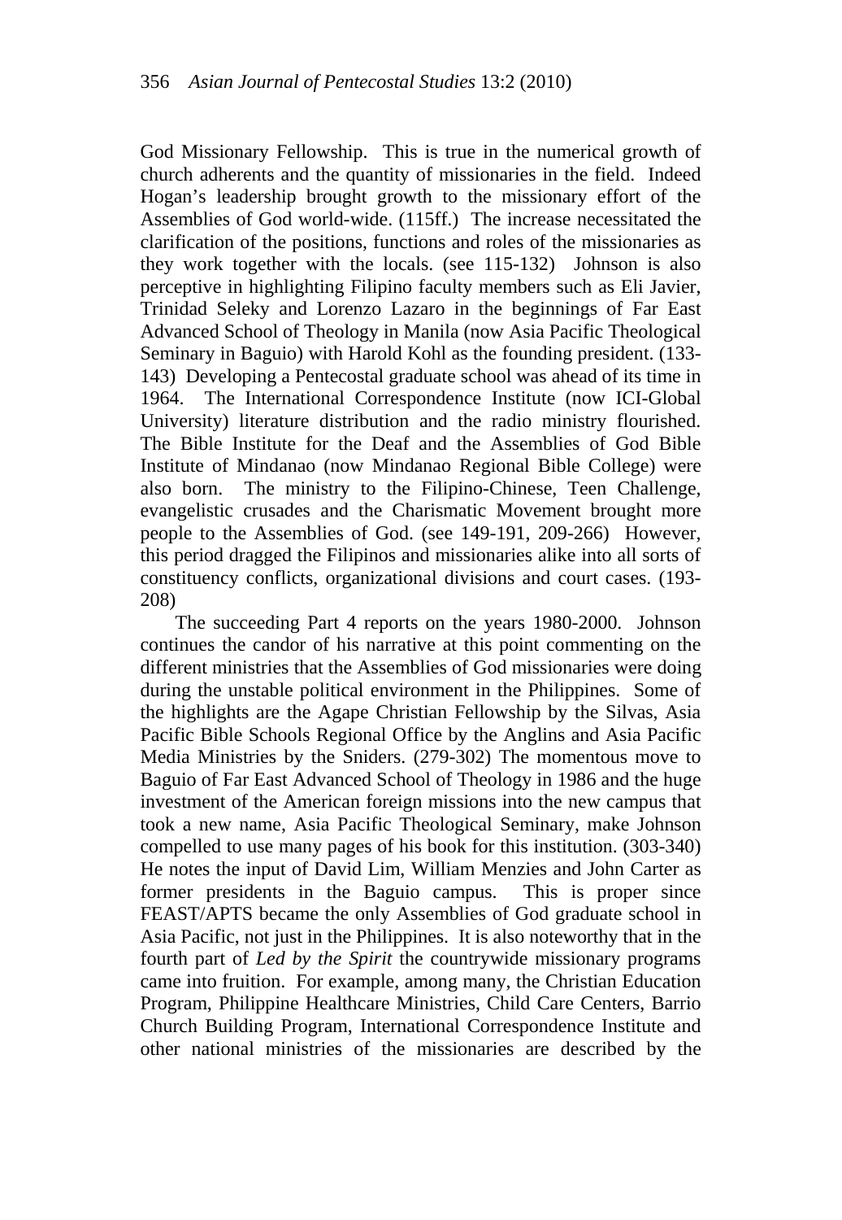God Missionary Fellowship. This is true in the numerical growth of church adherents and the quantity of missionaries in the field. Indeed Hogan's leadership brought growth to the missionary effort of the Assemblies of God world-wide. (115ff.) The increase necessitated the clarification of the positions, functions and roles of the missionaries as they work together with the locals. (see 115-132) Johnson is also perceptive in highlighting Filipino faculty members such as Eli Javier, Trinidad Seleky and Lorenzo Lazaro in the beginnings of Far East Advanced School of Theology in Manila (now Asia Pacific Theological Seminary in Baguio) with Harold Kohl as the founding president. (133-143) Developing a Pentecostal graduate school was ahead of its time in 1964. The International Correspondence Institute (now ICI-Global University) literature distribution and the radio ministry flourished. The Bible Institute for the Deaf and the Assemblies of God Bible Institute of Mindanao (now Mindanao Regional Bible College) were also born. The ministry to the Filipino-Chinese, Teen Challenge, evangelistic crusades and the Charismatic Movement brought more people to the Assemblies of God. (see 149-191, 209-266) However, this period dragged the Filipinos and missionaries alike into all sorts of constituency conflicts, organizational divisions and court cases. (193-208)

The succeeding Part 4 reports on the years 1980-2000. Johnson continues the candor of his narrative at this point commenting on the different ministries that the Assemblies of God missionaries were doing during the unstable political environment in the Philippines. Some of the highlights are the Agape Christian Fellowship by the Silvas, Asia Pacific Bible Schools Regional Office by the Anglins and Asia Pacific Media Ministries by the Sniders. (279-302) The momentous move to Baguio of Far East Advanced School of Theology in 1986 and the huge investment of the American foreign missions into the new campus that took a new name, Asia Pacific Theological Seminary, make Johnson compelled to use many pages of his book for this institution. (303-340) He notes the input of David Lim, William Menzies and John Carter as former presidents in the Baguio campus. This is proper since FEAST/APTS became the only Assemblies of God graduate school in Asia Pacific, not just in the Philippines. It is also noteworthy that in the fourth part of *Led by the Spirit* the countrywide missionary programs came into fruition. For example, among many, the Christian Education Program, Philippine Healthcare Ministries, Child Care Centers, Barrio Church Building Program, International Correspondence Institute and other national ministries of the missionaries are described by the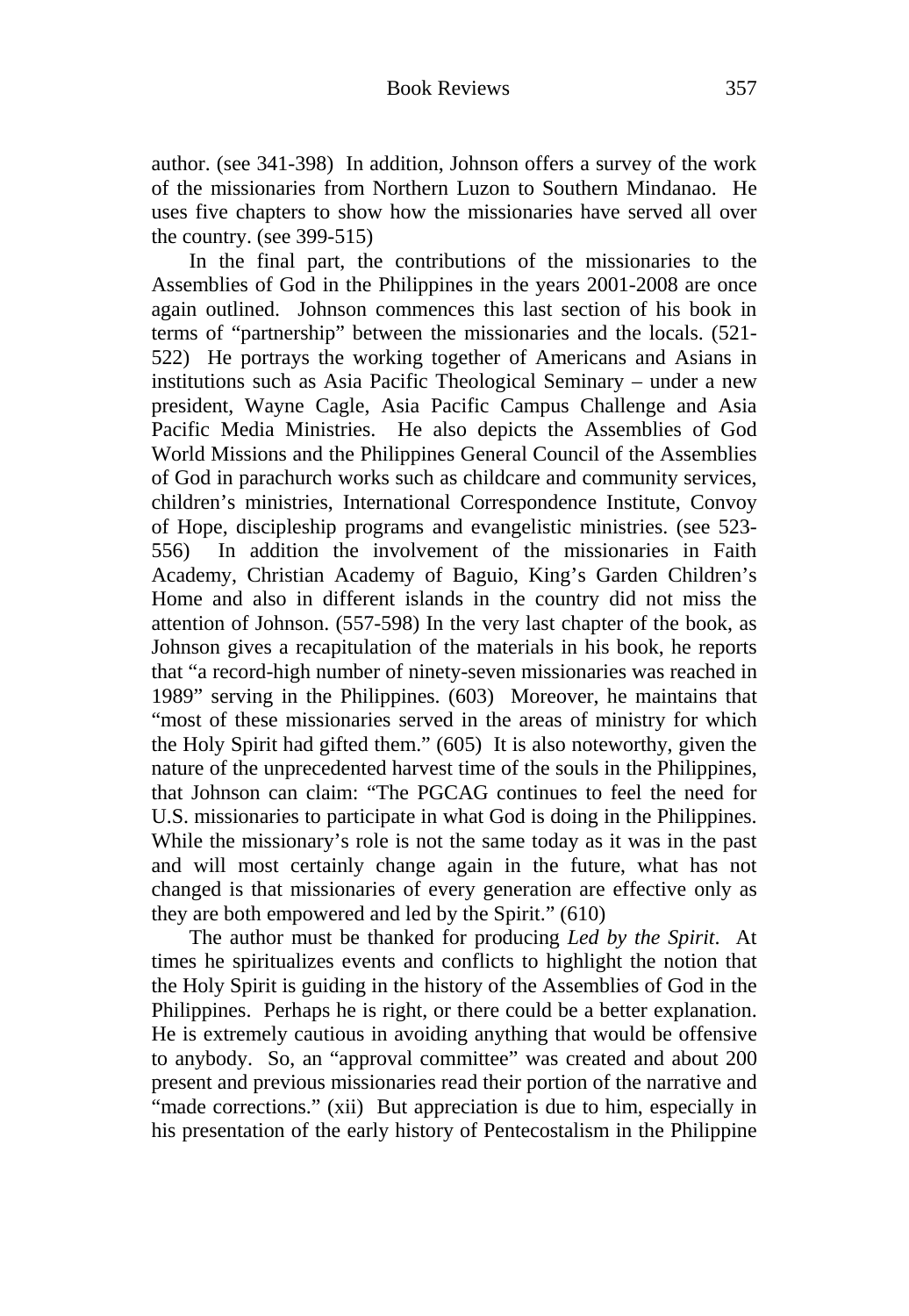author. (see 341-398) In addition, Johnson offers a survey of the work of the missionaries from Northern Luzon to Southern Mindanao. He uses five chapters to show how the missionaries have served all over the country. (see 399-515)

In the final part, the contributions of the missionaries to the Assemblies of God in the Philippines in the years 2001-2008 are once again outlined. Johnson commences this last section of his book in terms of "partnership" between the missionaries and the locals. (521-522) He portrays the working together of Americans and Asians in institutions such as Asia Pacific Theological Seminary – under a new president, Wayne Cagle, Asia Pacific Campus Challenge and Asia Pacific Media Ministries. He also depicts the Assemblies of God World Missions and the Philippines General Council of the Assemblies of God in parachurch works such as childcare and community services, children's ministries, International Correspondence Institute, Convoy of Hope, discipleship programs and evangelistic ministries. (see 523-556) In addition the involvement of the missionaries in Faith Academy, Christian Academy of Baguio, King's Garden Children's Home and also in different islands in the country did not miss the attention of Johnson. (557-598) In the very last chapter of the book, as Johnson gives a recapitulation of the materials in his book, he reports that "a record-high number of ninety-seven missionaries was reached in 1989" serving in the Philippines. (603) Moreover, he maintains that "most of these missionaries served in the areas of ministry for which the Holy Spirit had gifted them." (605) It is also noteworthy, given the nature of the unprecedented harvest time of the souls in the Philippines, that Johnson can claim: "The PGCAG continues to feel the need for U.S. missionaries to participate in what God is doing in the Philippines. While the missionary's role is not the same today as it was in the past and will most certainly change again in the future, what has not changed is that missionaries of every generation are effective only as they are both empowered and led by the Spirit." (610)

The author must be thanked for producing *Led by the Spirit*. At times he spiritualizes events and conflicts to highlight the notion that the Holy Spirit is guiding in the history of the Assemblies of God in the Philippines. Perhaps he is right, or there could be a better explanation. He is extremely cautious in avoiding anything that would be offensive to anybody. So, an "approval committee" was created and about 200 present and previous missionaries read their portion of the narrative and "made corrections." (xii) But appreciation is due to him, especially in his presentation of the early history of Pentecostalism in the Philippine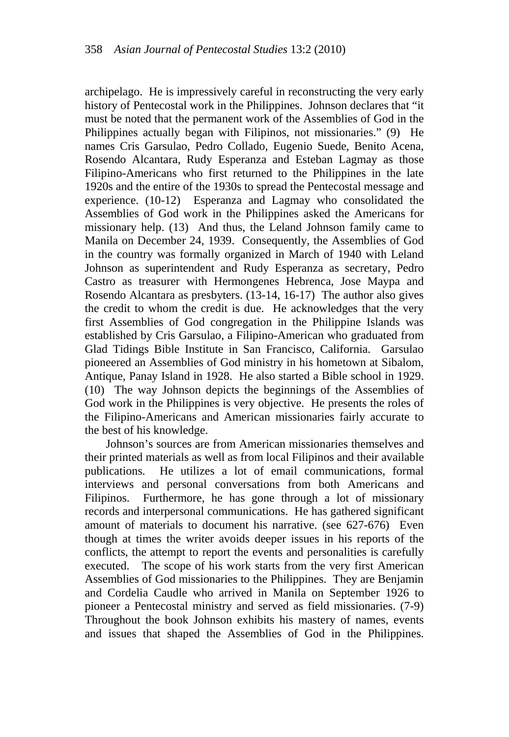archipelago. He is impressively careful in reconstructing the very early history of Pentecostal work in the Philippines. Johnson declares that "it must be noted that the permanent work of the Assemblies of God in the Philippines actually began with Filipinos, not missionaries." (9) He names Cris Garsulao, Pedro Collado, Eugenio Suede, Benito Acena, Rosendo Alcantara, Rudy Esperanza and Esteban Lagmay as those Filipino-Americans who first returned to the Philippines in the late 1920s and the entire of the 1930s to spread the Pentecostal message and experience. (10-12) Esperanza and Lagmay who consolidated the Assemblies of God work in the Philippines asked the Americans for missionary help. (13) And thus, the Leland Johnson family came to Manila on December 24, 1939. Consequently, the Assemblies of God in the country was formally organized in March of 1940 with Leland Johnson as superintendent and Rudy Esperanza as secretary, Pedro Castro as treasurer with Hermongenes Hebrenca, Jose Maypa and Rosendo Alcantara as presbyters. (13-14, 16-17) The author also gives the credit to whom the credit is due. He acknowledges that the very first Assemblies of God congregation in the Philippine Islands was established by Cris Garsulao, a Filipino-American who graduated from Glad Tidings Bible Institute in San Francisco, California. Garsulao pioneered an Assemblies of God ministry in his hometown at Sibalom, Antique, Panay Island in 1928. He also started a Bible school in 1929. (10) The way Johnson depicts the beginnings of the Assemblies of God work in the Philippines is very objective. He presents the roles of the Filipino-Americans and American missionaries fairly accurate to the best of his knowledge.

Johnson's sources are from American missionaries themselves and their printed materials as well as from local Filipinos and their available publications. He utilizes a lot of email communications, formal interviews and personal conversations from both Americans and Filipinos. Furthermore, he has gone through a lot of missionary records and interpersonal communications. He has gathered significant amount of materials to document his narrative. (see 627-676) Even though at times the writer avoids deeper issues in his reports of the conflicts, the attempt to report the events and personalities is carefully executed. The scope of his work starts from the very first American Assemblies of God missionaries to the Philippines. They are Benjamin and Cordelia Caudle who arrived in Manila on September 1926 to pioneer a Pentecostal ministry and served as field missionaries. (7-9) Throughout the book Johnson exhibits his mastery of names, events and issues that shaped the Assemblies of God in the Philippines.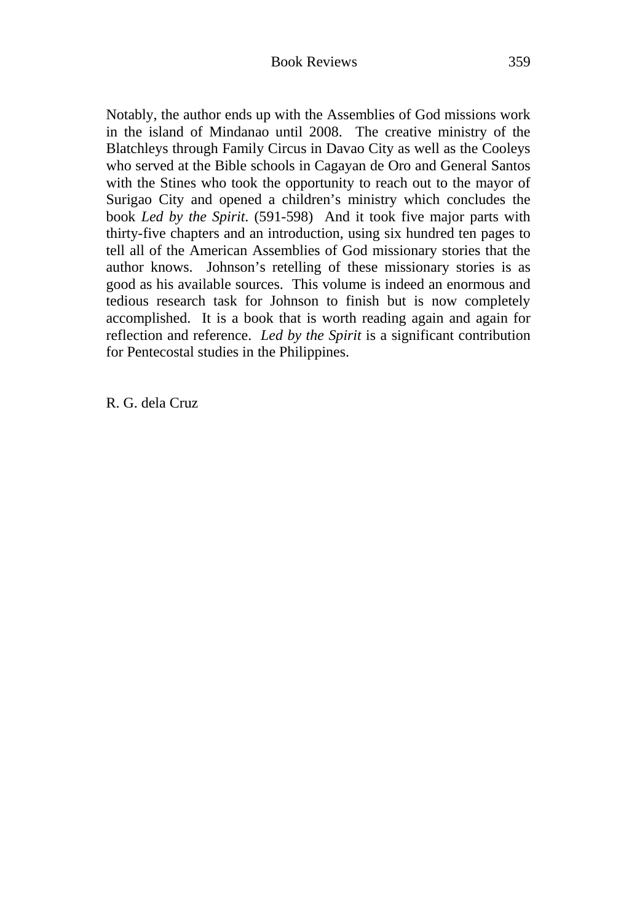Notably, the author ends up with the Assemblies of God missions work in the island of Mindanao until 2008. The creative ministry of the Blatchleys through Family Circus in Davao City as well as the Cooleys who served at the Bible schools in Cagayan de Oro and General Santos with the Stines who took the opportunity to reach out to the mayor of Surigao City and opened a children's ministry which concludes the book *Led by the Spirit*. (591-598) And it took five major parts with thirty-five chapters and an introduction, using six hundred ten pages to tell all of the American Assemblies of God missionary stories that the author knows. Johnson's retelling of these missionary stories is as good as his available sources. This volume is indeed an enormous and tedious research task for Johnson to finish but is now completely accomplished. It is a book that is worth reading again and again for reflection and reference. *Led by the Spirit* is a significant contribution for Pentecostal studies in the Philippines.

R. G. dela Cruz